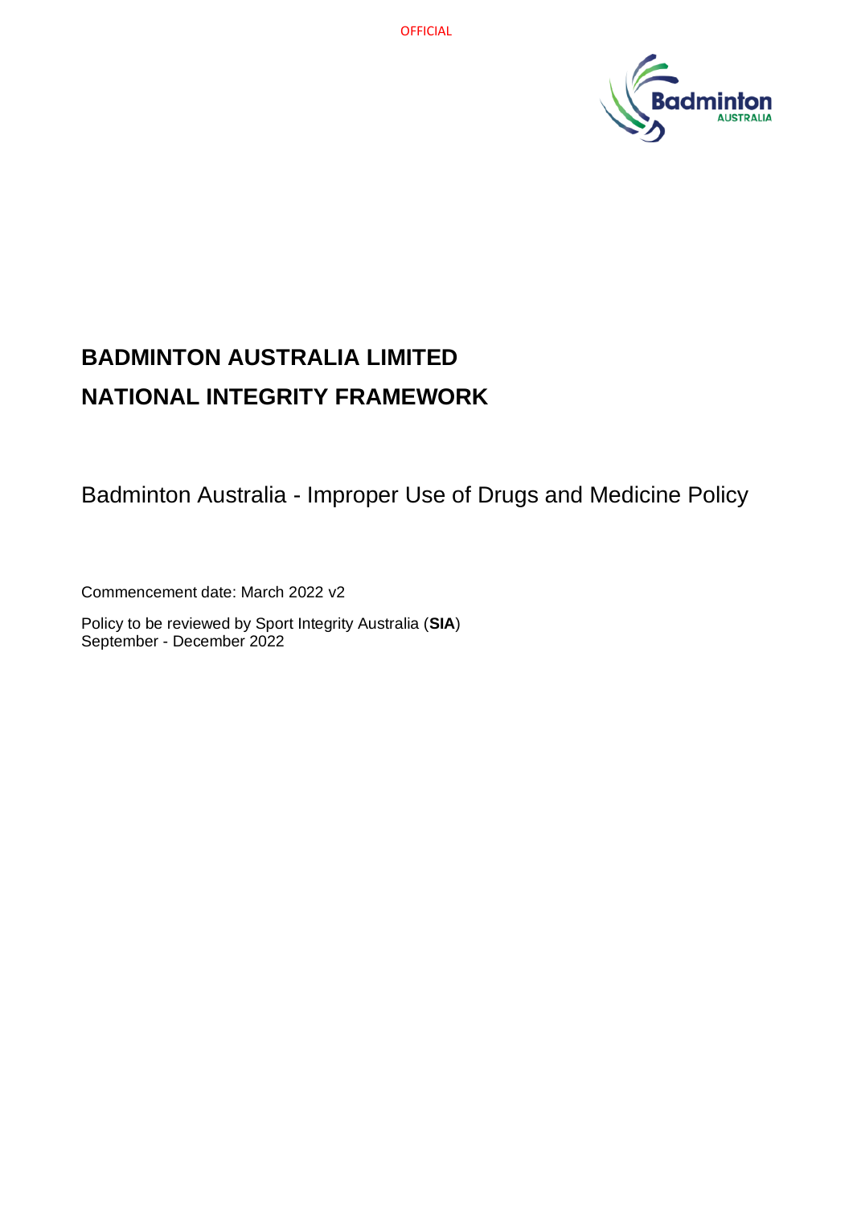# BADMINTON AUSTRALIA LIMITED

# NATIONAL INTEGRITY FRAMEWORK

## Badminton Australia - Improper Use of Drugs and Medicine Policy

Commencement date: March 2022 v2

Policy to be reviewed by Sport Integrity Australia (**SIA**)
September - December 2022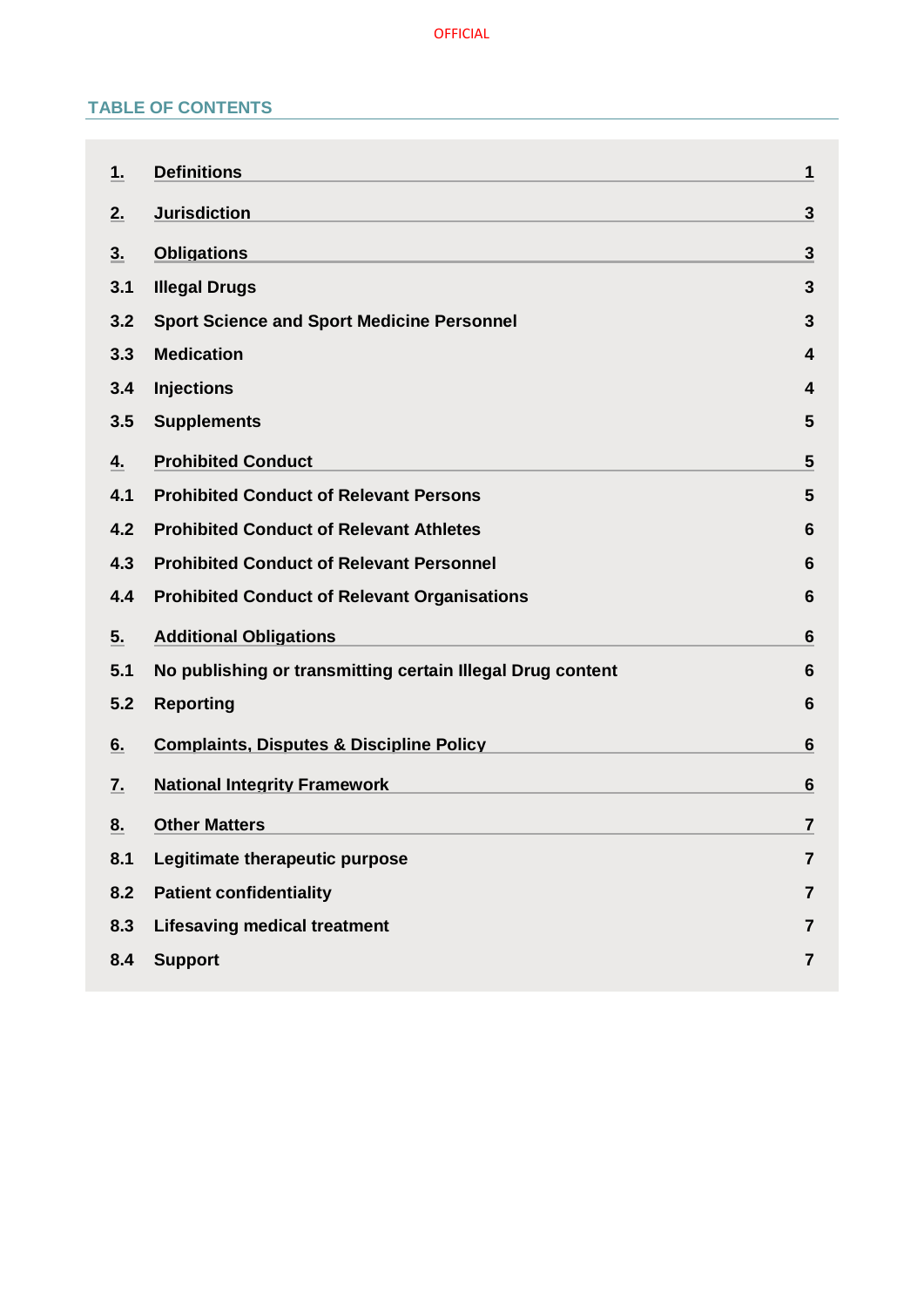## TABLE OF CONTENTS

| | | |
|---|---|---|
| **1.** | **Definitions** | **1** |
| **2.** | **Jurisdiction** | **3** |
| **3.** | **Obligations** | **3** |
| **3.1** | **Illegal Drugs** | **3** |
| **3.2** | **Sport Science and Sport Medicine Personnel** | **3** |
| **3.3** | **Medication** | **4** |
| **3.4** | **Injections** | **4** |
| **3.5** | **Supplements** | **5** |
| **4.** | **Prohibited Conduct** | **5** |
| **4.1** | **Prohibited Conduct of Relevant Persons** | **5** |
| **4.2** | **Prohibited Conduct of Relevant Athletes** | **6** |
| **4.3** | **Prohibited Conduct of Relevant Personnel** | **6** |
| **4.4** | **Prohibited Conduct of Relevant Organisations** | **6** |
| **5.** | **Additional Obligations** | **6** |
| **5.1** | **No publishing or transmitting certain Illegal Drug content** | **6** |
| **5.2** | **Reporting** | **6** |
| **6.** | **Complaints, Disputes & Discipline Policy** | **6** |
| **7.** | **National Integrity Framework** | **6** |
| **8.** | **Other Matters** | **7** |
| **8.1** | **Legitimate therapeutic purpose** | **7** |
| **8.2** | **Patient confidentiality** | **7** |
| **8.3** | **Lifesaving medical treatment** | **7** |
| **8.4** | **Support** | **7** |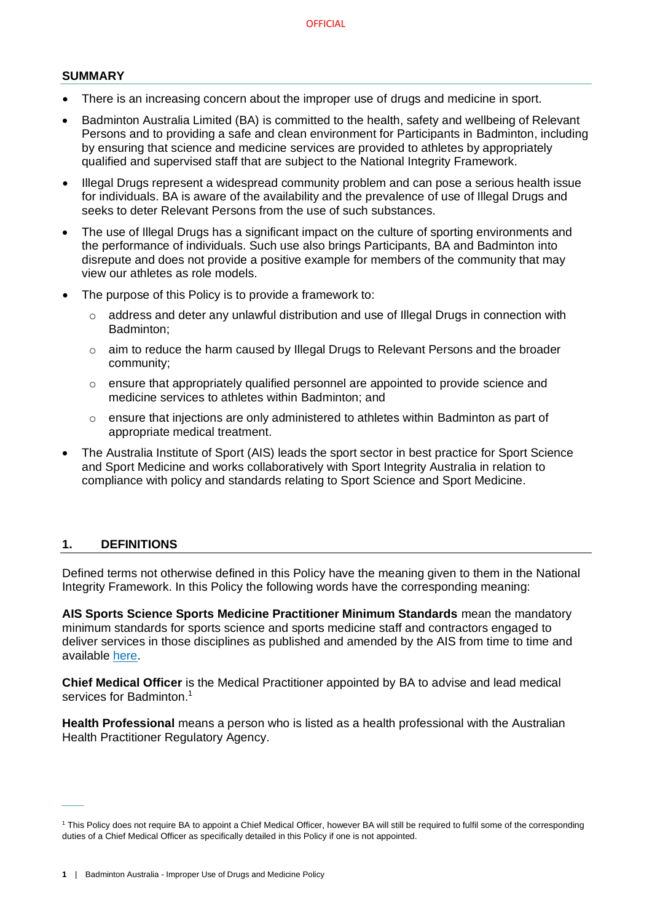## SUMMARY

- There is an increasing concern about the improper use of drugs and medicine in sport.
- Badminton Australia Limited (BA) is committed to the health, safety and wellbeing of Relevant Persons and to providing a safe and clean environment for Participants in Badminton, including by ensuring that science and medicine services are provided to athletes by appropriately qualified and supervised staff that are subject to the National Integrity Framework.
- Illegal Drugs represent a widespread community problem and can pose a serious health issue for individuals. BA is aware of the availability and the prevalence of use of Illegal Drugs and seeks to deter Relevant Persons from the use of such substances.
- The use of Illegal Drugs has a significant impact on the culture of sporting environments and the performance of individuals. Such use also brings Participants, BA and Badminton into disrepute and does not provide a positive example for members of the community that may view our athletes as role models.
- The purpose of this Policy is to provide a framework to:
  - address and deter any unlawful distribution and use of Illegal Drugs in connection with Badminton;
  - aim to reduce the harm caused by Illegal Drugs to Relevant Persons and the broader community;
  - ensure that appropriately qualified personnel are appointed to provide science and medicine services to athletes within Badminton; and
  - ensure that injections are only administered to athletes within Badminton as part of appropriate medical treatment.
- The Australia Institute of Sport (AIS) leads the sport sector in best practice for Sport Science and Sport Medicine and works collaboratively with Sport Integrity Australia in relation to compliance with policy and standards relating to Sport Science and Sport Medicine.

## 1. DEFINITIONS

Defined terms not otherwise defined in this Policy have the meaning given to them in the National Integrity Framework. In this Policy the following words have the corresponding meaning:

**AIS Sports Science Sports Medicine Practitioner Minimum Standards** mean the mandatory minimum standards for sports science and sports medicine staff and contractors engaged to deliver services in those disciplines as published and amended by the AIS from time to time and available here.

**Chief Medical Officer** is the Medical Practitioner appointed by BA to advise and lead medical services for Badminton.[1]

**Health Professional** means a person who is listed as a health professional with the Australian Health Practitioner Regulatory Agency.

[1] This Policy does not require BA to appoint a Chief Medical Officer, however BA will still be required to fulfil some of the corresponding duties of a Chief Medical Officer as specifically detailed in this Policy if one is not appointed.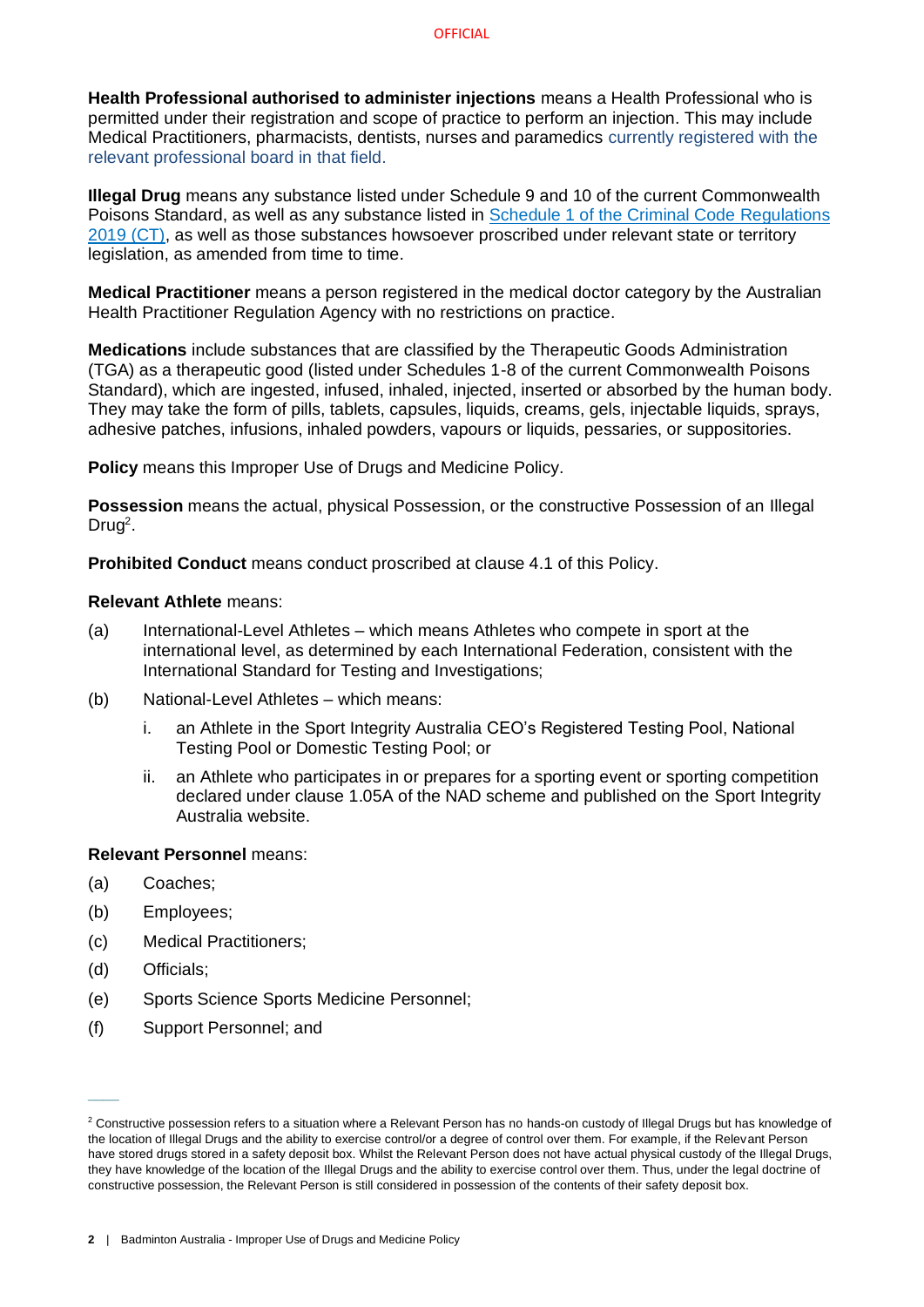**Health Professional authorised to administer injections** means a Health Professional who is permitted under their registration and scope of practice to perform an injection. This may include Medical Practitioners, pharmacists, dentists, nurses and paramedics currently registered with the relevant professional board in that field.

**Illegal Drug** means any substance listed under Schedule 9 and 10 of the current Commonwealth Poisons Standard, as well as any substance listed in Schedule 1 of the Criminal Code Regulations 2019 (CT), as well as those substances howsoever proscribed under relevant state or territory legislation, as amended from time to time.

**Medical Practitioner** means a person registered in the medical doctor category by the Australian Health Practitioner Regulation Agency with no restrictions on practice.

**Medications** include substances that are classified by the Therapeutic Goods Administration (TGA) as a therapeutic good (listed under Schedules 1-8 of the current Commonwealth Poisons Standard), which are ingested, infused, inhaled, injected, inserted or absorbed by the human body. They may take the form of pills, tablets, capsules, liquids, creams, gels, injectable liquids, sprays, adhesive patches, infusions, inhaled powders, vapours or liquids, pessaries, or suppositories.

**Policy** means this Improper Use of Drugs and Medicine Policy.

**Possession** means the actual, physical Possession, or the constructive Possession of an Illegal Drug[2].

**Prohibited Conduct** means conduct proscribed at clause 4.1 of this Policy.

**Relevant Athlete** means:

(a) International-Level Athletes – which means Athletes who compete in sport at the international level, as determined by each International Federation, consistent with the International Standard for Testing and Investigations;

(b) National-Level Athletes – which means:

   i. an Athlete in the Sport Integrity Australia CEO's Registered Testing Pool, National Testing Pool or Domestic Testing Pool; or

   ii. an Athlete who participates in or prepares for a sporting event or sporting competition declared under clause 1.05A of the NAD scheme and published on the Sport Integrity Australia website.

**Relevant Personnel** means:

(a) Coaches;

(b) Employees;

(c) Medical Practitioners;

(d) Officials;

(e) Sports Science Sports Medicine Personnel;

(f) Support Personnel; and

[2] Constructive possession refers to a situation where a Relevant Person has no hands-on custody of Illegal Drugs but has knowledge of the location of Illegal Drugs and the ability to exercise control/or a degree of control over them. For example, if the Relevant Person have stored drugs stored in a safety deposit box. Whilst the Relevant Person does not have actual physical custody of the Illegal Drugs, they have knowledge of the location of the Illegal Drugs and the ability to exercise control over them. Thus, under the legal doctrine of constructive possession, the Relevant Person is still considered in possession of the contents of their safety deposit box.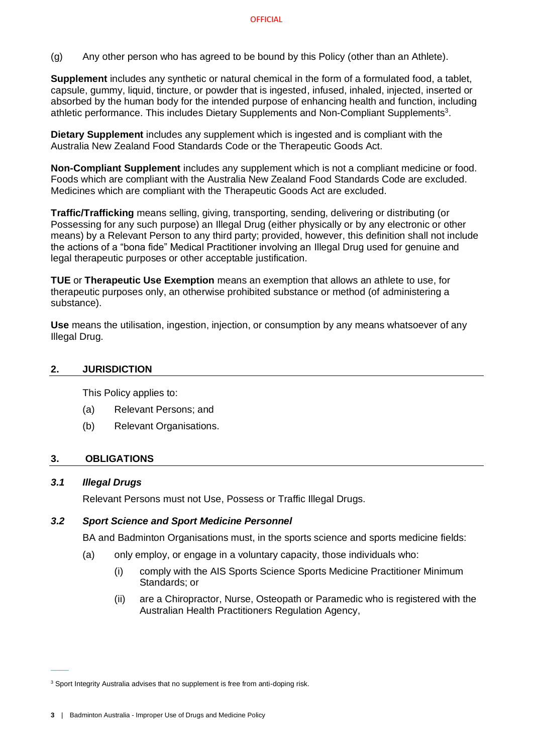(g) Any other person who has agreed to be bound by this Policy (other than an Athlete).

**Supplement** includes any synthetic or natural chemical in the form of a formulated food, a tablet, capsule, gummy, liquid, tincture, or powder that is ingested, infused, inhaled, injected, inserted or absorbed by the human body for the intended purpose of enhancing health and function, including athletic performance. This includes Dietary Supplements and Non-Compliant Supplements[3].

**Dietary Supplement** includes any supplement which is ingested and is compliant with the Australia New Zealand Food Standards Code or the Therapeutic Goods Act.

**Non-Compliant Supplement** includes any supplement which is not a compliant medicine or food. Foods which are compliant with the Australia New Zealand Food Standards Code are excluded. Medicines which are compliant with the Therapeutic Goods Act are excluded.

**Traffic/Trafficking** means selling, giving, transporting, sending, delivering or distributing (or Possessing for any such purpose) an Illegal Drug (either physically or by any electronic or other means) by a Relevant Person to any third party; provided, however, this definition shall not include the actions of a "bona fide" Medical Practitioner involving an Illegal Drug used for genuine and legal therapeutic purposes or other acceptable justification.

**TUE** or **Therapeutic Use Exemption** means an exemption that allows an athlete to use, for therapeutic purposes only, an otherwise prohibited substance or method (of administering a substance).

**Use** means the utilisation, ingestion, injection, or consumption by any means whatsoever of any Illegal Drug.

## 2. JURISDICTION

This Policy applies to:

(a) Relevant Persons; and

(b) Relevant Organisations.

## 3. OBLIGATIONS

### *3.1 Illegal Drugs*

Relevant Persons must not Use, Possess or Traffic Illegal Drugs.

### *3.2 Sport Science and Sport Medicine Personnel*

BA and Badminton Organisations must, in the sports science and sports medicine fields:

(a) only employ, or engage in a voluntary capacity, those individuals who:

  (i) comply with the AIS Sports Science Sports Medicine Practitioner Minimum Standards; or

  (ii) are a Chiropractor, Nurse, Osteopath or Paramedic who is registered with the Australian Health Practitioners Regulation Agency,

---

[3] Sport Integrity Australia advises that no supplement is free from anti-doping risk.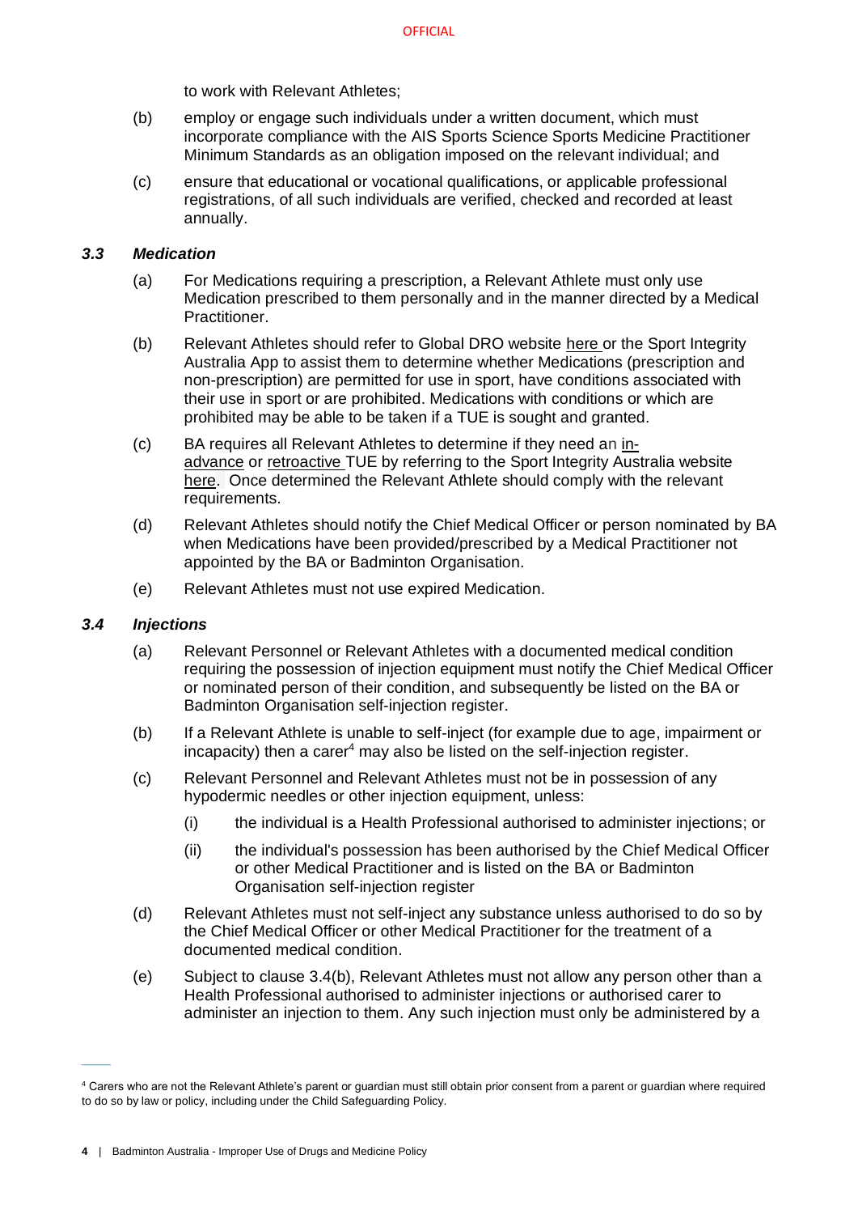to work with Relevant Athletes;

(b) employ or engage such individuals under a written document, which must incorporate compliance with the AIS Sports Science Sports Medicine Practitioner Minimum Standards as an obligation imposed on the relevant individual; and

(c) ensure that educational or vocational qualifications, or applicable professional registrations, of all such individuals are verified, checked and recorded at least annually.

### *3.3 Medication*

(a) For Medications requiring a prescription, a Relevant Athlete must only use Medication prescribed to them personally and in the manner directed by a Medical Practitioner.

(b) Relevant Athletes should refer to Global DRO website here or the Sport Integrity Australia App to assist them to determine whether Medications (prescription and non-prescription) are permitted for use in sport, have conditions associated with their use in sport or are prohibited. Medications with conditions or which are prohibited may be able to be taken if a TUE is sought and granted.

(c) BA requires all Relevant Athletes to determine if they need an in-advance or retroactive TUE by referring to the Sport Integrity Australia website here. Once determined the Relevant Athlete should comply with the relevant requirements.

(d) Relevant Athletes should notify the Chief Medical Officer or person nominated by BA when Medications have been provided/prescribed by a Medical Practitioner not appointed by the BA or Badminton Organisation.

(e) Relevant Athletes must not use expired Medication.

### *3.4 Injections*

(a) Relevant Personnel or Relevant Athletes with a documented medical condition requiring the possession of injection equipment must notify the Chief Medical Officer or nominated person of their condition, and subsequently be listed on the BA or Badminton Organisation self-injection register.

(b) If a Relevant Athlete is unable to self-inject (for example due to age, impairment or incapacity) then a carer[4] may also be listed on the self-injection register.

(c) Relevant Personnel and Relevant Athletes must not be in possession of any hypodermic needles or other injection equipment, unless:

   (i) the individual is a Health Professional authorised to administer injections; or

   (ii) the individual's possession has been authorised by the Chief Medical Officer or other Medical Practitioner and is listed on the BA or Badminton Organisation self-injection register

(d) Relevant Athletes must not self-inject any substance unless authorised to do so by the Chief Medical Officer or other Medical Practitioner for the treatment of a documented medical condition.

(e) Subject to clause 3.4(b), Relevant Athletes must not allow any person other than a Health Professional authorised to administer injections or authorised carer to administer an injection to them. Any such injection must only be administered by a

---

[4] Carers who are not the Relevant Athlete's parent or guardian must still obtain prior consent from a parent or guardian where required to do so by law or policy, including under the Child Safeguarding Policy.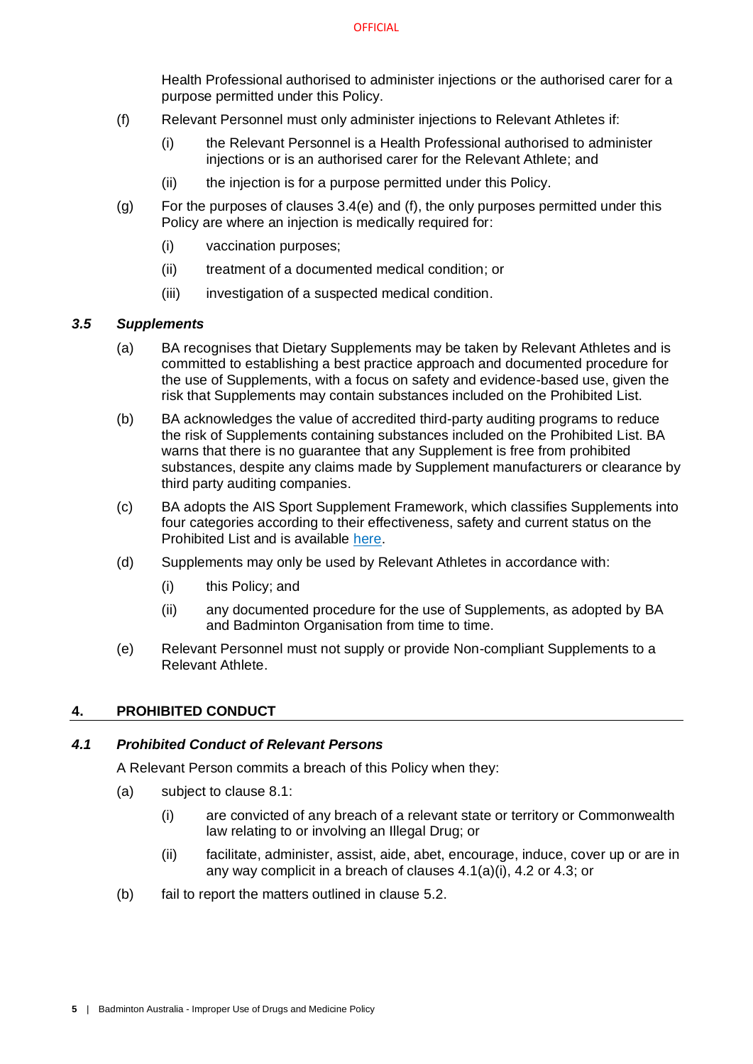Health Professional authorised to administer injections or the authorised carer for a purpose permitted under this Policy.

(f) Relevant Personnel must only administer injections to Relevant Athletes if:

(i) the Relevant Personnel is a Health Professional authorised to administer injections or is an authorised carer for the Relevant Athlete; and

(ii) the injection is for a purpose permitted under this Policy.

(g) For the purposes of clauses 3.4(e) and (f), the only purposes permitted under this Policy are where an injection is medically required for:

(i) vaccination purposes;

(ii) treatment of a documented medical condition; or

(iii) investigation of a suspected medical condition.

### *3.5 Supplements*

(a) BA recognises that Dietary Supplements may be taken by Relevant Athletes and is committed to establishing a best practice approach and documented procedure for the use of Supplements, with a focus on safety and evidence-based use, given the risk that Supplements may contain substances included on the Prohibited List.

(b) BA acknowledges the value of accredited third-party auditing programs to reduce the risk of Supplements containing substances included on the Prohibited List. BA warns that there is no guarantee that any Supplement is free from prohibited substances, despite any claims made by Supplement manufacturers or clearance by third party auditing companies.

(c) BA adopts the AIS Sport Supplement Framework, which classifies Supplements into four categories according to their effectiveness, safety and current status on the Prohibited List and is available here.

(d) Supplements may only be used by Relevant Athletes in accordance with:

(i) this Policy; and

(ii) any documented procedure for the use of Supplements, as adopted by BA and Badminton Organisation from time to time.

(e) Relevant Personnel must not supply or provide Non-compliant Supplements to a Relevant Athlete.

## 4. PROHIBITED CONDUCT

### *4.1 Prohibited Conduct of Relevant Persons*

A Relevant Person commits a breach of this Policy when they:

(a) subject to clause 8.1:

(i) are convicted of any breach of a relevant state or territory or Commonwealth law relating to or involving an Illegal Drug; or

(ii) facilitate, administer, assist, aide, abet, encourage, induce, cover up or are in any way complicit in a breach of clauses 4.1(a)(i), 4.2 or 4.3; or

(b) fail to report the matters outlined in clause 5.2.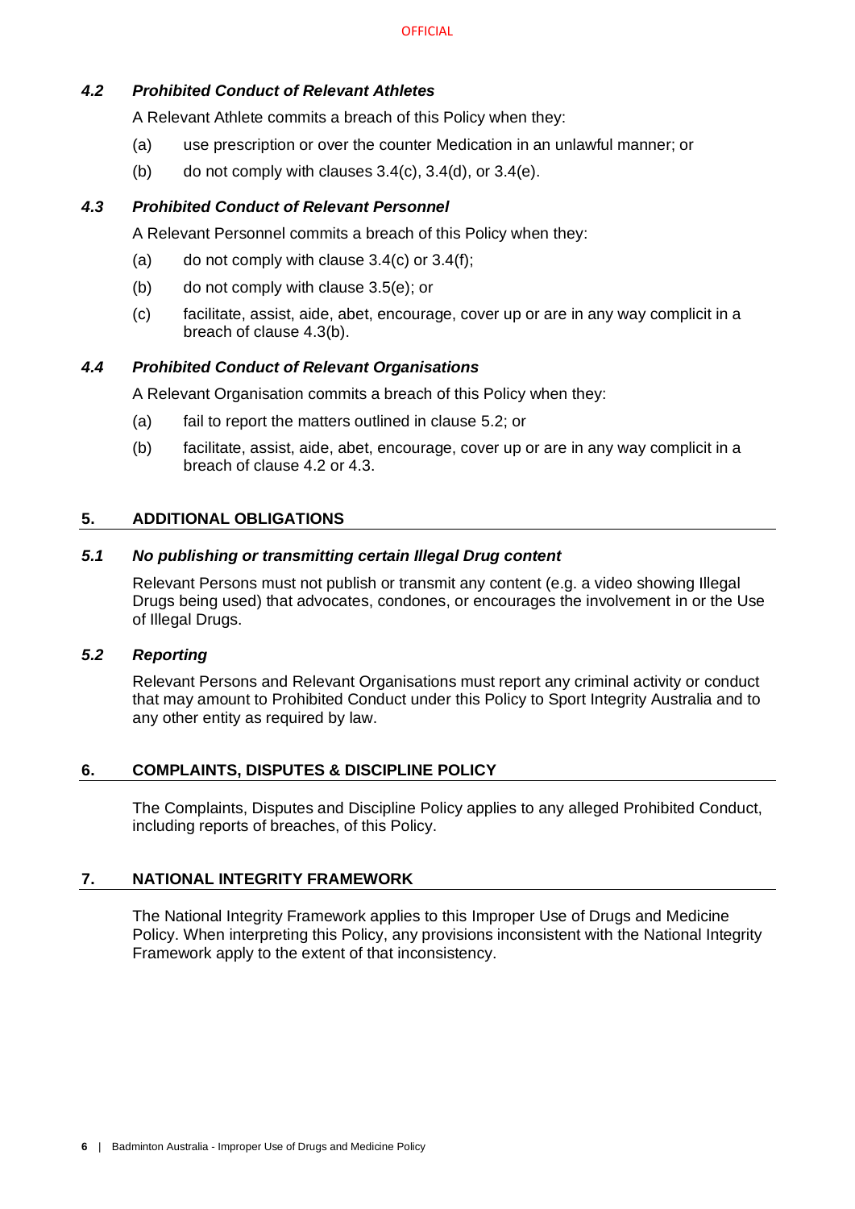### *4.2 Prohibited Conduct of Relevant Athletes*

A Relevant Athlete commits a breach of this Policy when they:

(a) use prescription or over the counter Medication in an unlawful manner; or

(b) do not comply with clauses 3.4(c), 3.4(d), or 3.4(e).

### *4.3 Prohibited Conduct of Relevant Personnel*

A Relevant Personnel commits a breach of this Policy when they:

(a) do not comply with clause 3.4(c) or 3.4(f);

(b) do not comply with clause 3.5(e); or

(c) facilitate, assist, aide, abet, encourage, cover up or are in any way complicit in a breach of clause 4.3(b).

### *4.4 Prohibited Conduct of Relevant Organisations*

A Relevant Organisation commits a breach of this Policy when they:

(a) fail to report the matters outlined in clause 5.2; or

(b) facilitate, assist, aide, abet, encourage, cover up or are in any way complicit in a breach of clause 4.2 or 4.3.

## 5. ADDITIONAL OBLIGATIONS

### *5.1 No publishing or transmitting certain Illegal Drug content*

Relevant Persons must not publish or transmit any content (e.g. a video showing Illegal Drugs being used) that advocates, condones, or encourages the involvement in or the Use of Illegal Drugs.

### *5.2 Reporting*

Relevant Persons and Relevant Organisations must report any criminal activity or conduct that may amount to Prohibited Conduct under this Policy to Sport Integrity Australia and to any other entity as required by law.

## 6. COMPLAINTS, DISPUTES & DISCIPLINE POLICY

The Complaints, Disputes and Discipline Policy applies to any alleged Prohibited Conduct, including reports of breaches, of this Policy.

## 7. NATIONAL INTEGRITY FRAMEWORK

The National Integrity Framework applies to this Improper Use of Drugs and Medicine Policy. When interpreting this Policy, any provisions inconsistent with the National Integrity Framework apply to the extent of that inconsistency.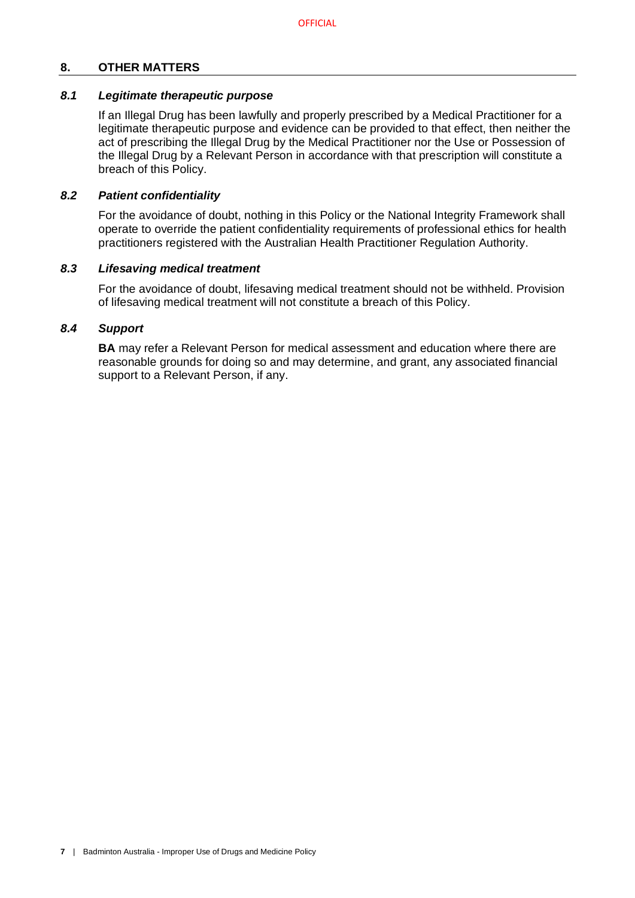## 8. OTHER MATTERS

### *8.1 Legitimate therapeutic purpose*

If an Illegal Drug has been lawfully and properly prescribed by a Medical Practitioner for a legitimate therapeutic purpose and evidence can be provided to that effect, then neither the act of prescribing the Illegal Drug by the Medical Practitioner nor the Use or Possession of the Illegal Drug by a Relevant Person in accordance with that prescription will constitute a breach of this Policy.

### *8.2 Patient confidentiality*

For the avoidance of doubt, nothing in this Policy or the National Integrity Framework shall operate to override the patient confidentiality requirements of professional ethics for health practitioners registered with the Australian Health Practitioner Regulation Authority.

### *8.3 Lifesaving medical treatment*

For the avoidance of doubt, lifesaving medical treatment should not be withheld. Provision of lifesaving medical treatment will not constitute a breach of this Policy.

### *8.4 Support*

**BA** may refer a Relevant Person for medical assessment and education where there are reasonable grounds for doing so and may determine, and grant, any associated financial support to a Relevant Person, if any.